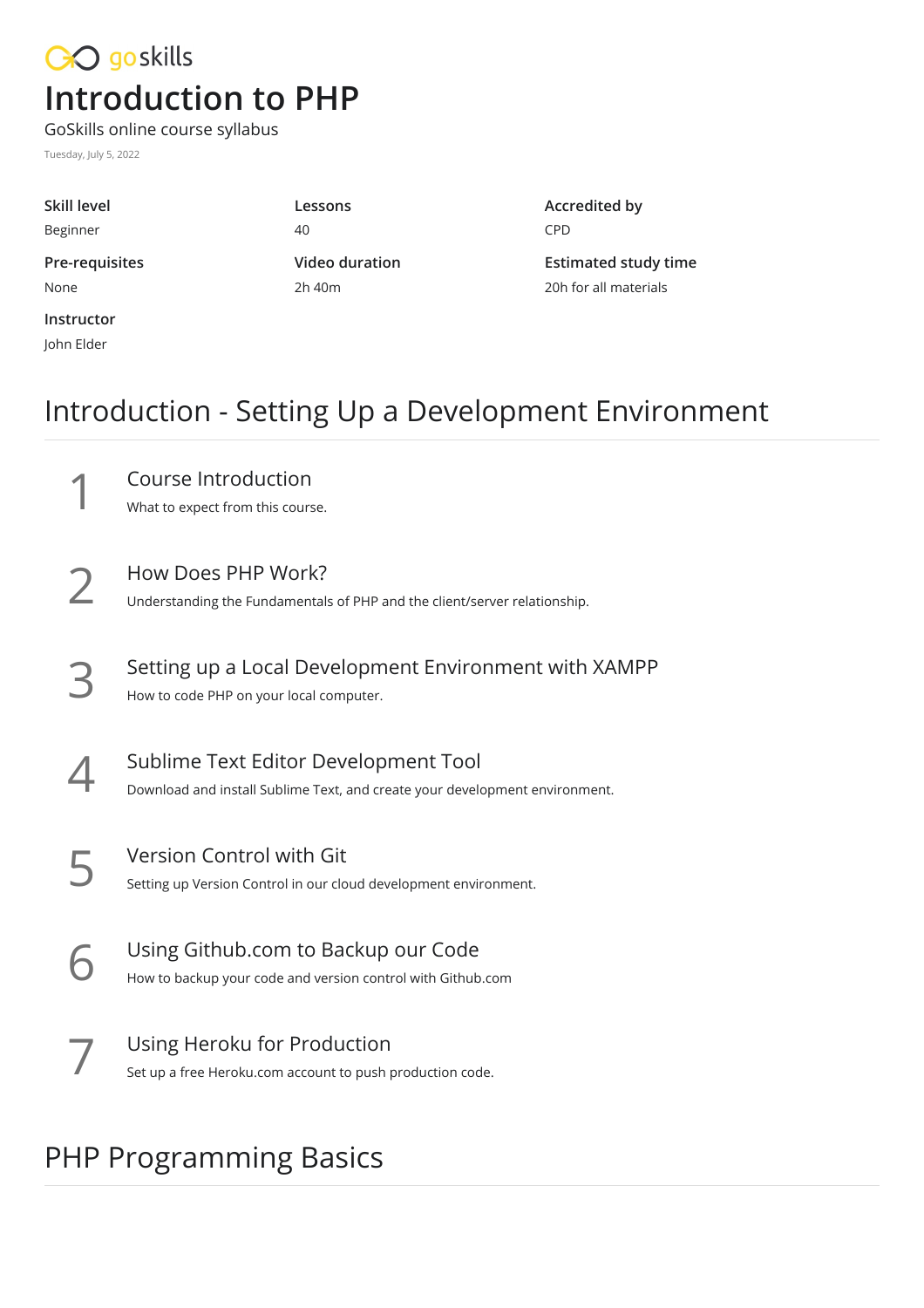goskills

# Introduction to PHP

GoSkills online course syllabus

Tuesday, July 5, 2022

| Skill level | Lessons | Accredited by |
| --- | --- | --- |
| Beginner | 40 | CPD |
| **Pre-requisites** | **Video duration** | **Estimated study time** |
| None | 2h 40m | 20h for all materials |
| **Instructor** | | |
| John Elder | | |

## Introduction - Setting Up a Development Environment

1. **Course Introduction**
   What to expect from this course.

2. **How Does PHP Work?**
   Understanding the Fundamentals of PHP and the client/server relationship.

3. **Setting up a Local Development Environment with XAMPP**
   How to code PHP on your local computer.

4. **Sublime Text Editor Development Tool**
   Download and install Sublime Text, and create your development environment.

5. **Version Control with Git**
   Setting up Version Control in our cloud development environment.

6. **Using Github.com to Backup our Code**
   How to backup your code and version control with Github.com

7. **Using Heroku for Production**
   Set up a free Heroku.com account to push production code.

## PHP Programming Basics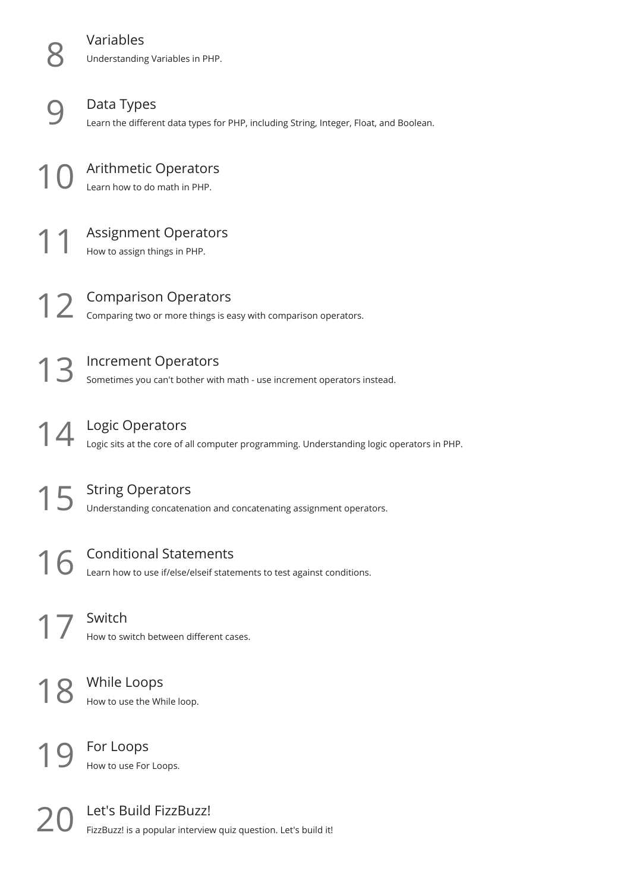## 8 Variables

Understanding Variables in PHP.

## 9 Data Types

Learn the different data types for PHP, including String, Integer, Float, and Boolean.

## 10 Arithmetic Operators

Learn how to do math in PHP.

## 11 Assignment Operators

How to assign things in PHP.

## 12 Comparison Operators

Comparing two or more things is easy with comparison operators.

## 13 Increment Operators

Sometimes you can't bother with math - use increment operators instead.

## 14 Logic Operators

Logic sits at the core of all computer programming. Understanding logic operators in PHP.

## 15 String Operators

Understanding concatenation and concatenating assignment operators.

## 16 Conditional Statements

Learn how to use if/else/elseif statements to test against conditions.

## 17 Switch

How to switch between different cases.

## 18 While Loops

How to use the While loop.

## 19 For Loops

How to use For Loops.

## 20 Let's Build FizzBuzz!

FizzBuzz! is a popular interview quiz question. Let's build it!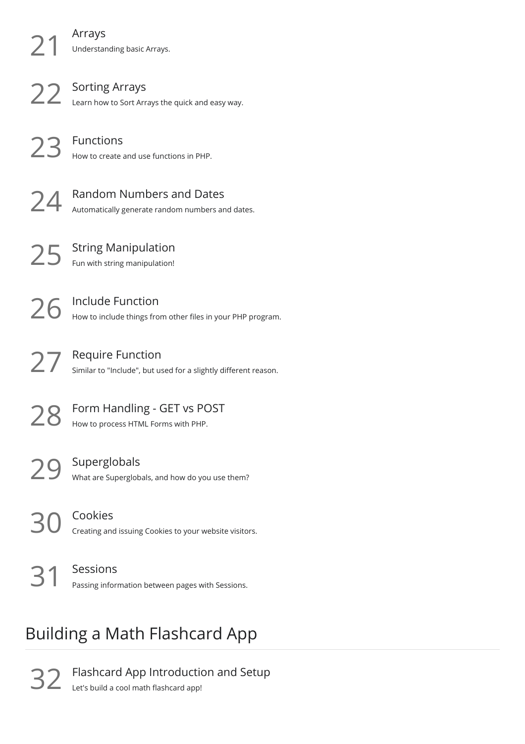21 **Arrays**

Understanding basic Arrays.

22 **Sorting Arrays**

Learn how to Sort Arrays the quick and easy way.

23 **Functions**

How to create and use functions in PHP.

24 **Random Numbers and Dates**

Automatically generate random numbers and dates.

25 **String Manipulation**

Fun with string manipulation!

26 **Include Function**

How to include things from other files in your PHP program.

27 **Require Function**

Similar to "Include", but used for a slightly different reason.

28 **Form Handling - GET vs POST**

How to process HTML Forms with PHP.

29 **Superglobals**

What are Superglobals, and how do you use them?

30 **Cookies**

Creating and issuing Cookies to your website visitors.

31 **Sessions**

Passing information between pages with Sessions.

## Building a Math Flashcard App

32 **Flashcard App Introduction and Setup**

Let's build a cool math flashcard app!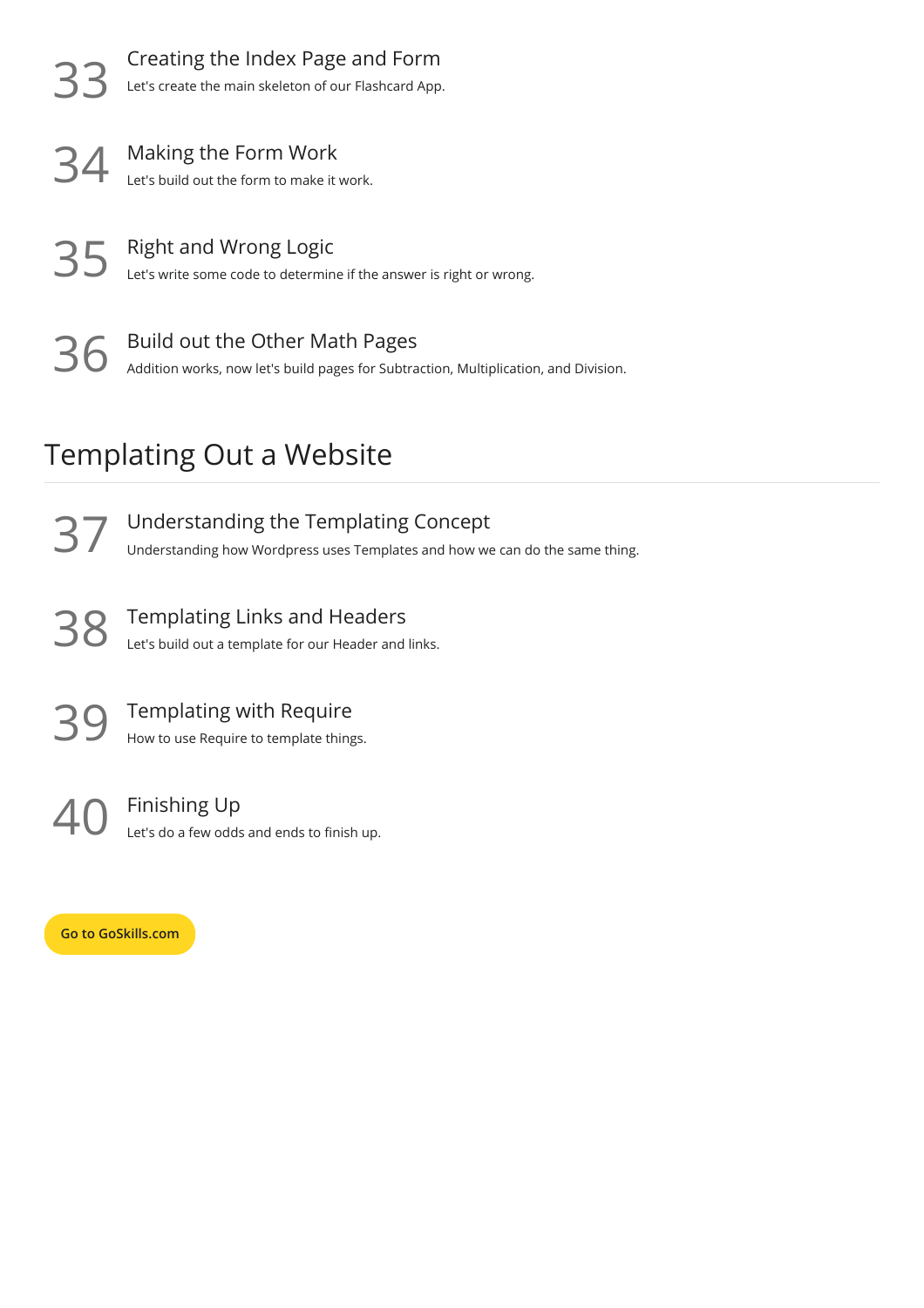33 **Creating the Index Page and Form**
Let's create the main skeleton of our Flashcard App.

34 **Making the Form Work**
Let's build out the form to make it work.

35 **Right and Wrong Logic**
Let's write some code to determine if the answer is right or wrong.

36 **Build out the Other Math Pages**
Addition works, now let's build pages for Subtraction, Multiplication, and Division.

## Templating Out a Website

37 **Understanding the Templating Concept**
Understanding how Wordpress uses Templates and how we can do the same thing.

38 **Templating Links and Headers**
Let's build out a template for our Header and links.

39 **Templating with Require**
How to use Require to template things.

40 **Finishing Up**
Let's do a few odds and ends to finish up.

Go to GoSkills.com